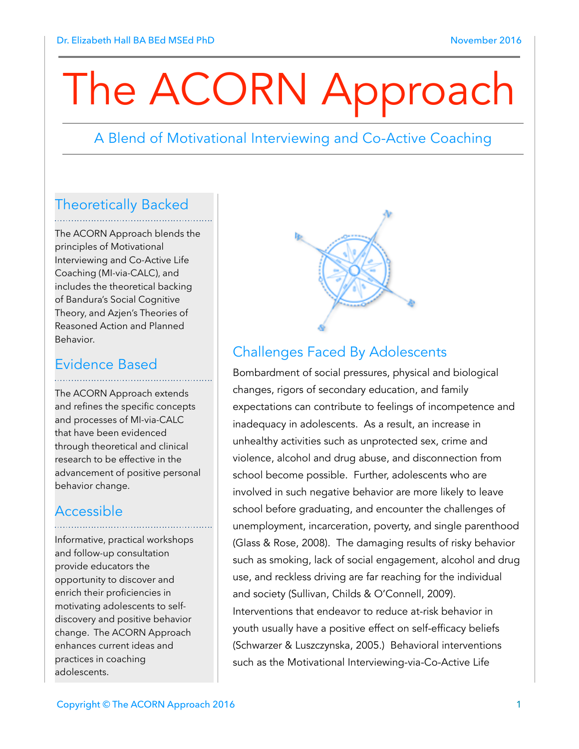Dr. Elizabeth Hall BA BEd MSEd PhD

November 2016

# The ACORN Approach

A Blend of Motivational Interviewing and Co-Active Coaching

## Theoretically Backed

The ACORN Approach blends the principles of Motivational Interviewing and Co-Active Life Coaching (MI-via-CALC), and includes the theoretical backing of Bandura's Social Cognitive Theory, and Azjen's Theories of Reasoned Action and Planned Behavior.

## Evidence Based

The ACORN Approach extends and refines the specific concepts and processes of MI-via-CALC that have been evidenced through theoretical and clinical research to be effective in the advancement of positive personal behavior change.

## Accessible

Informative, practical workshops and follow-up consultation provide educators the opportunity to discover and enrich their proficiencies in motivating adolescents to self-discovery and positive behavior change. The ACORN Approach enhances current ideas and practices in coaching adolescents.

## Challenges Faced By Adolescents

Bombardment of social pressures, physical and biological changes, rigors of secondary education, and family expectations can contribute to feelings of incompetence and inadequacy in adolescents. As a result, an increase in unhealthy activities such as unprotected sex, crime and violence, alcohol and drug abuse, and disconnection from school become possible. Further, adolescents who are involved in such negative behavior are more likely to leave school before graduating, and encounter the challenges of unemployment, incarceration, poverty, and single parenthood (Glass & Rose, 2008). The damaging results of risky behavior such as smoking, lack of social engagement, alcohol and drug use, and reckless driving are far reaching for the individual and society (Sullivan, Childs & O'Connell, 2009). Interventions that endeavor to reduce at-risk behavior in youth usually have a positive effect on self-efficacy beliefs (Schwarzer & Luszczynska, 2005.) Behavioral interventions such as the Motivational Interviewing-via-Co-Active Life

Copyright © The ACORN Approach 2016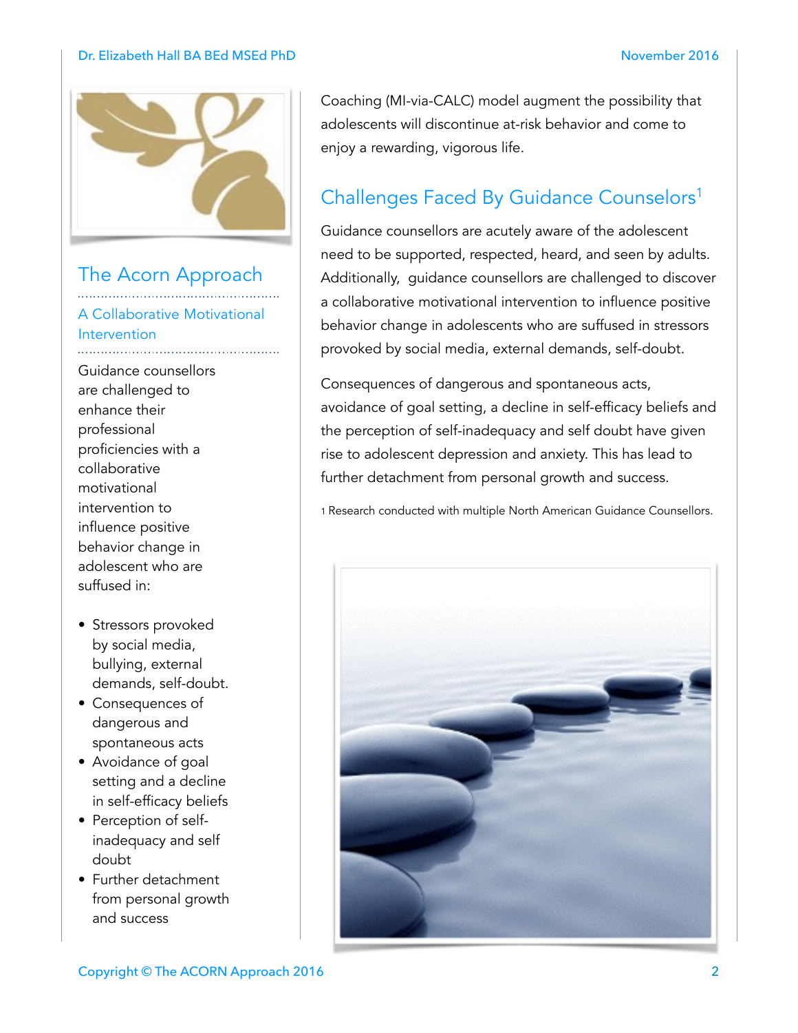## The Acorn Approach

### A Collaborative Motivational Intervention

Guidance counsellors are challenged to enhance their professional proficiencies with a collaborative motivational intervention to influence positive behavior change in adolescent who are suffused in:

- Stressors provoked by social media, bullying, external demands, self-doubt.
- Consequences of dangerous and spontaneous acts
- Avoidance of goal setting and a decline in self-efficacy beliefs
- Perception of self-inadequacy and self doubt
- Further detachment from personal growth and success

Coaching (MI-via-CALC) model augment the possibility that adolescents will discontinue at-risk behavior and come to enjoy a rewarding, vigorous life.

## Challenges Faced By Guidance Counselors[1]

Guidance counsellors are acutely aware of the adolescent need to be supported, respected, heard, and seen by adults. Additionally, guidance counsellors are challenged to discover a collaborative motivational intervention to influence positive behavior change in adolescents who are suffused in stressors provoked by social media, external demands, self-doubt.

Consequences of dangerous and spontaneous acts, avoidance of goal setting, a decline in self-efficacy beliefs and the perception of self-inadequacy and self doubt have given rise to adolescent depression and anxiety. This has lead to further detachment from personal growth and success.

1 Research conducted with multiple North American Guidance Counsellors.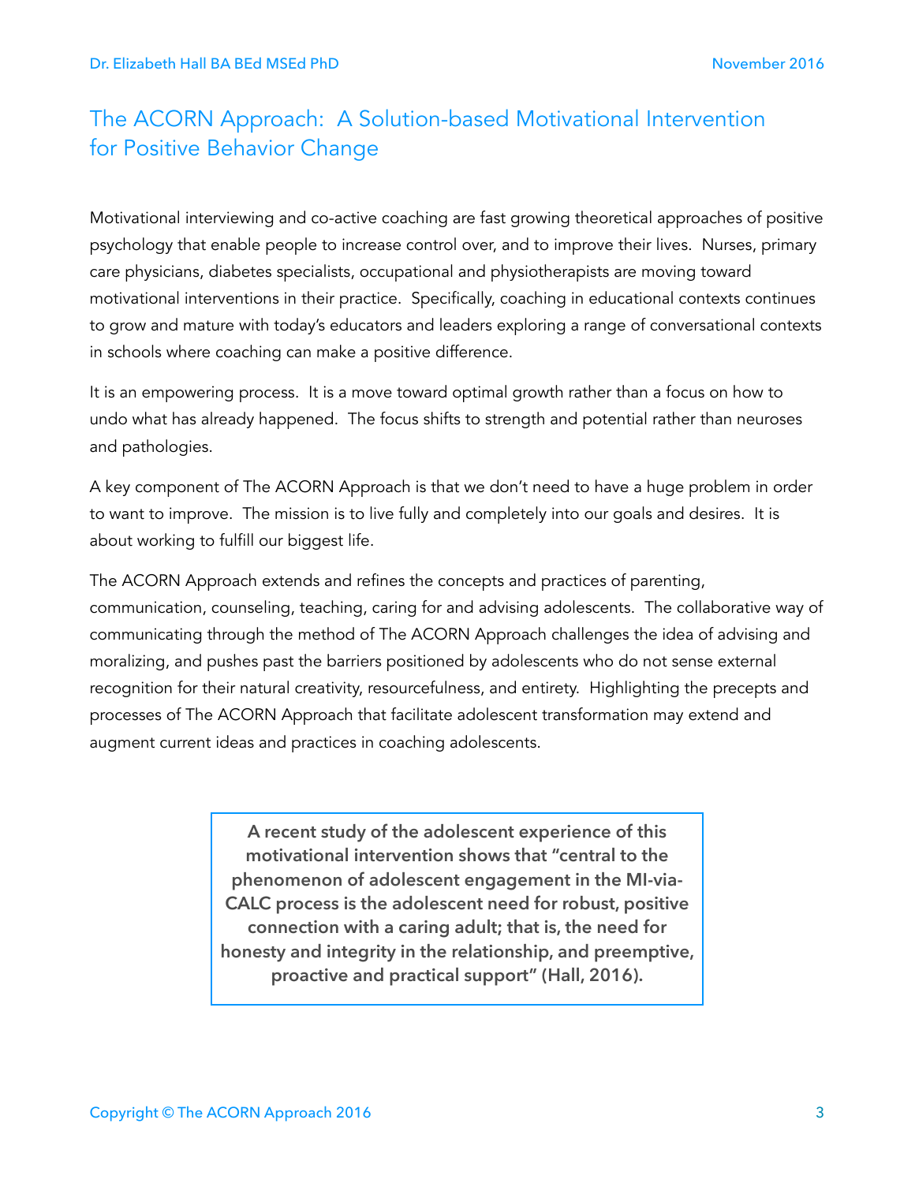## The ACORN Approach: A Solution-based Motivational Intervention for Positive Behavior Change

Motivational interviewing and co-active coaching are fast growing theoretical approaches of positive psychology that enable people to increase control over, and to improve their lives. Nurses, primary care physicians, diabetes specialists, occupational and physiotherapists are moving toward motivational interventions in their practice. Specifically, coaching in educational contexts continues to grow and mature with today's educators and leaders exploring a range of conversational contexts in schools where coaching can make a positive difference.

It is an empowering process. It is a move toward optimal growth rather than a focus on how to undo what has already happened. The focus shifts to strength and potential rather than neuroses and pathologies.

A key component of The ACORN Approach is that we don't need to have a huge problem in order to want to improve. The mission is to live fully and completely into our goals and desires. It is about working to fulfill our biggest life.

The ACORN Approach extends and refines the concepts and practices of parenting, communication, counseling, teaching, caring for and advising adolescents. The collaborative way of communicating through the method of The ACORN Approach challenges the idea of advising and moralizing, and pushes past the barriers positioned by adolescents who do not sense external recognition for their natural creativity, resourcefulness, and entirety. Highlighting the precepts and processes of The ACORN Approach that facilitate adolescent transformation may extend and augment current ideas and practices in coaching adolescents.

> **A recent study of the adolescent experience of this motivational intervention shows that "central to the phenomenon of adolescent engagement in the MI-via-CALC process is the adolescent need for robust, positive connection with a caring adult; that is, the need for honesty and integrity in the relationship, and preemptive, proactive and practical support" (Hall, 2016).**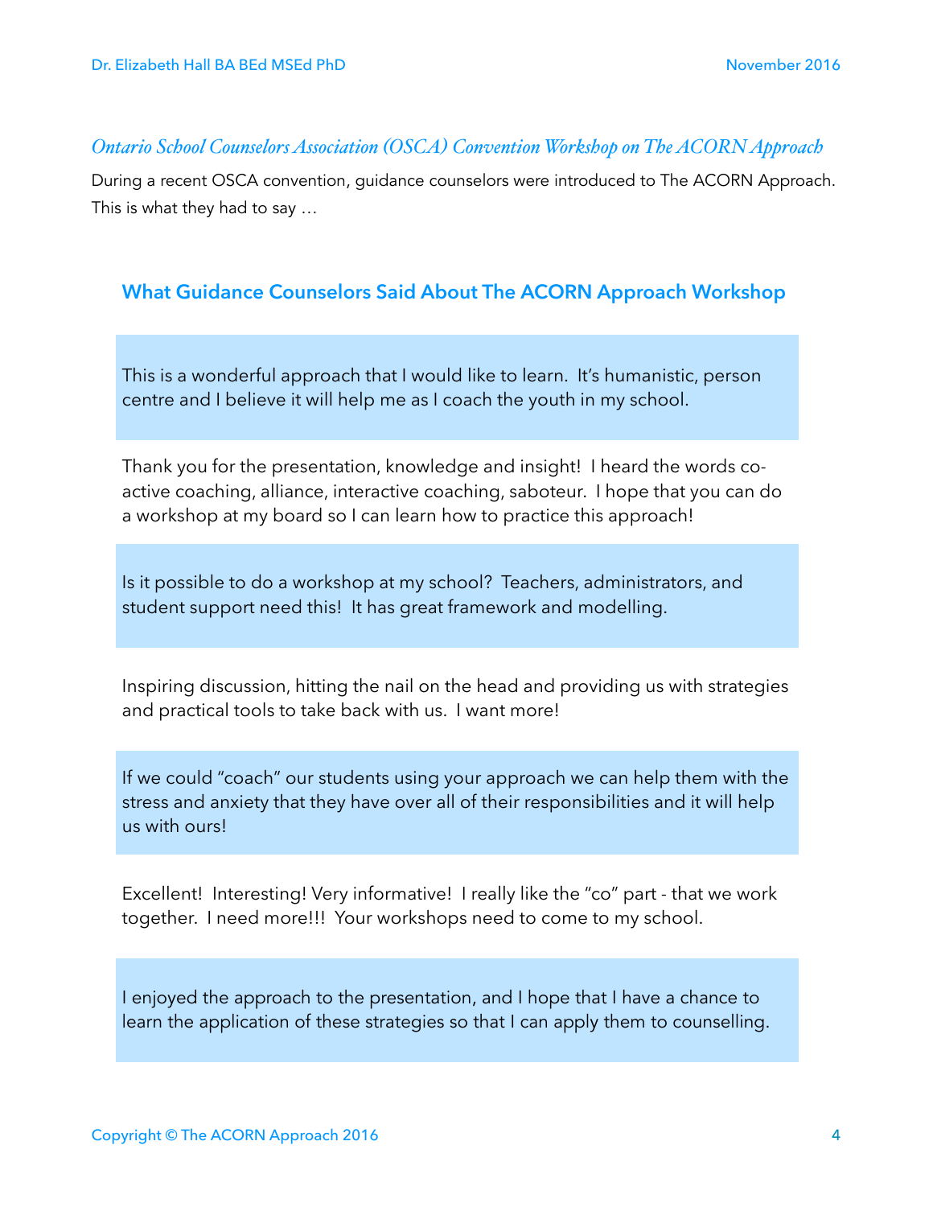*Ontario School Counselors Association (OSCA) Convention Workshop on The ACORN Approach*

During a recent OSCA convention, guidance counselors were introduced to The ACORN Approach. This is what they had to say …

## What Guidance Counselors Said About The ACORN Approach Workshop

This is a wonderful approach that I would like to learn. It's humanistic, person centre and I believe it will help me as I coach the youth in my school.

Thank you for the presentation, knowledge and insight! I heard the words co-active coaching, alliance, interactive coaching, saboteur. I hope that you can do a workshop at my board so I can learn how to practice this approach!

Is it possible to do a workshop at my school? Teachers, administrators, and student support need this! It has great framework and modelling.

Inspiring discussion, hitting the nail on the head and providing us with strategies and practical tools to take back with us. I want more!

If we could "coach" our students using your approach we can help them with the stress and anxiety that they have over all of their responsibilities and it will help us with ours!

Excellent! Interesting! Very informative! I really like the "co" part - that we work together. I need more!!! Your workshops need to come to my school.

I enjoyed the approach to the presentation, and I hope that I have a chance to learn the application of these strategies so that I can apply them to counselling.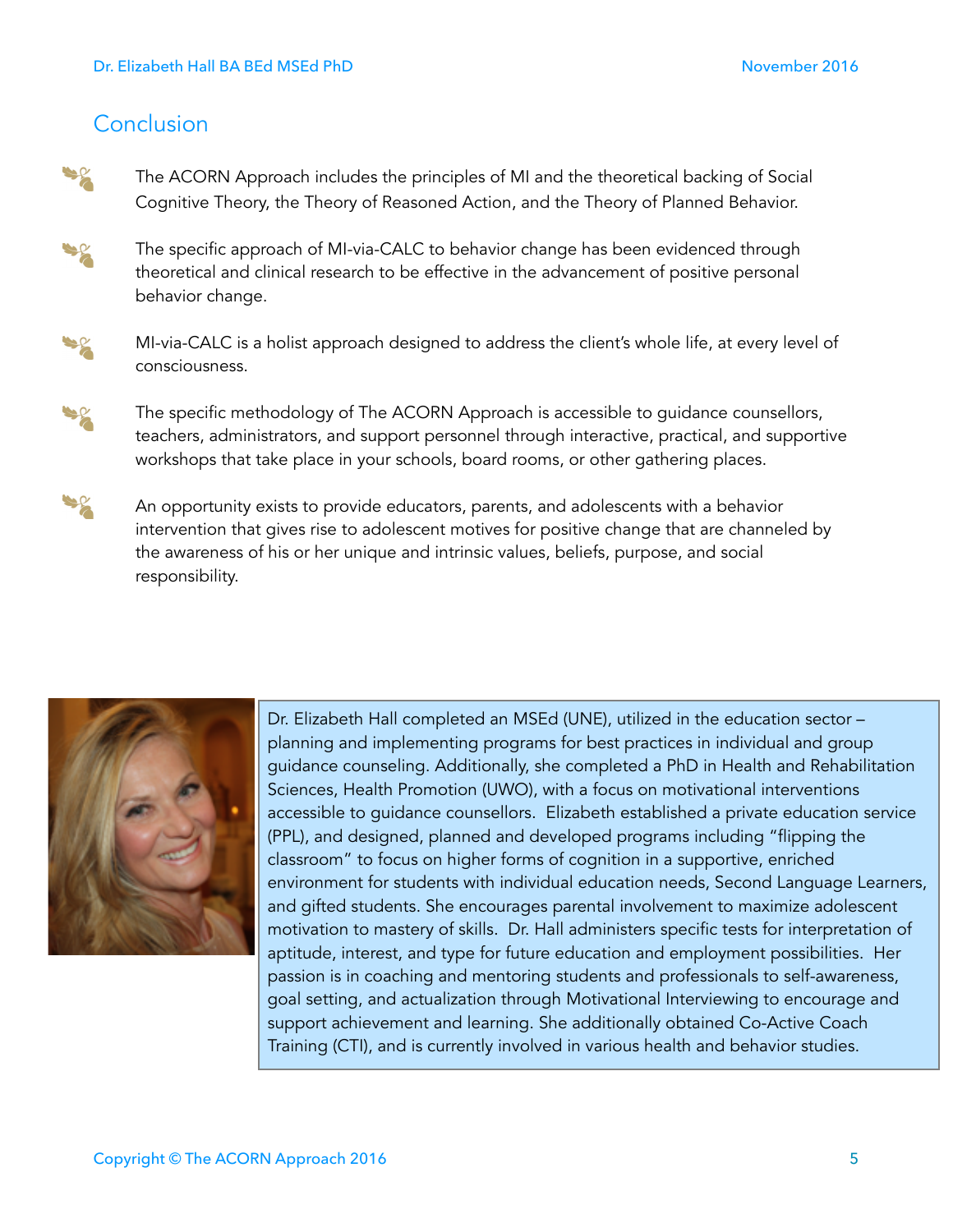## Conclusion

- The ACORN Approach includes the principles of MI and the theoretical backing of Social Cognitive Theory, the Theory of Reasoned Action, and the Theory of Planned Behavior.
- The specific approach of MI-via-CALC to behavior change has been evidenced through theoretical and clinical research to be effective in the advancement of positive personal behavior change.
- MI-via-CALC is a holist approach designed to address the client's whole life, at every level of consciousness.
- The specific methodology of The ACORN Approach is accessible to guidance counsellors, teachers, administrators, and support personnel through interactive, practical, and supportive workshops that take place in your schools, board rooms, or other gathering places.
- An opportunity exists to provide educators, parents, and adolescents with a behavior intervention that gives rise to adolescent motives for positive change that are channeled by the awareness of his or her unique and intrinsic values, beliefs, purpose, and social responsibility.

Dr. Elizabeth Hall completed an MSEd (UNE), utilized in the education sector – planning and implementing programs for best practices in individual and group guidance counseling. Additionally, she completed a PhD in Health and Rehabilitation Sciences, Health Promotion (UWO), with a focus on motivational interventions accessible to guidance counsellors. Elizabeth established a private education service (PPL), and designed, planned and developed programs including "flipping the classroom" to focus on higher forms of cognition in a supportive, enriched environment for students with individual education needs, Second Language Learners, and gifted students. She encourages parental involvement to maximize adolescent motivation to mastery of skills. Dr. Hall administers specific tests for interpretation of aptitude, interest, and type for future education and employment possibilities. Her passion is in coaching and mentoring students and professionals to self-awareness, goal setting, and actualization through Motivational Interviewing to encourage and support achievement and learning. She additionally obtained Co-Active Coach Training (CTI), and is currently involved in various health and behavior studies.

Copyright © The ACORN Approach 2016